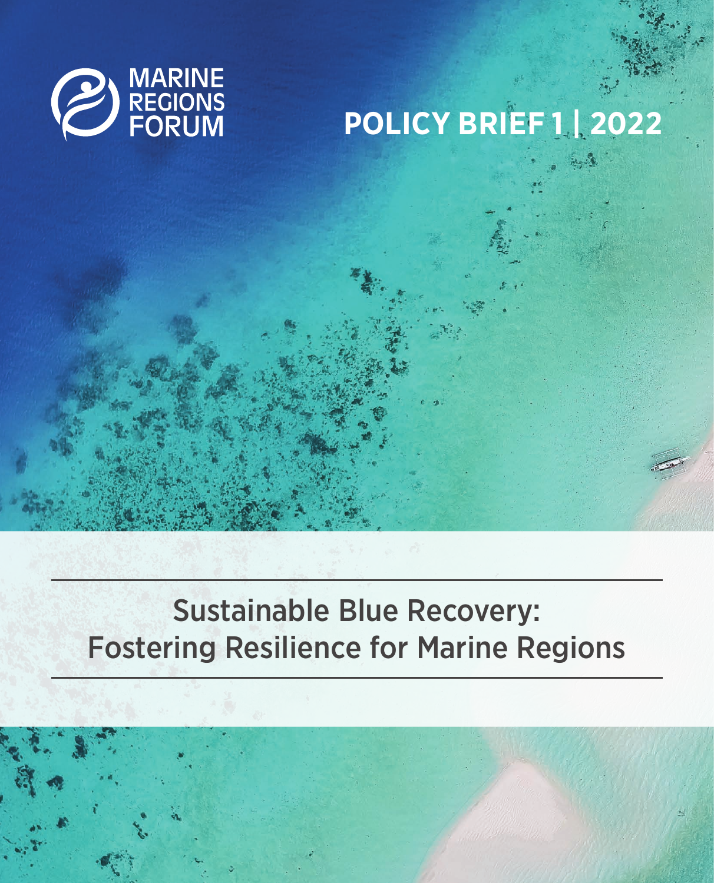MARINE REGIONS FORUM

POLICY BRIEF 1 | 2022

# Sustainable Blue Recovery: Fostering Resilience for Marine Regions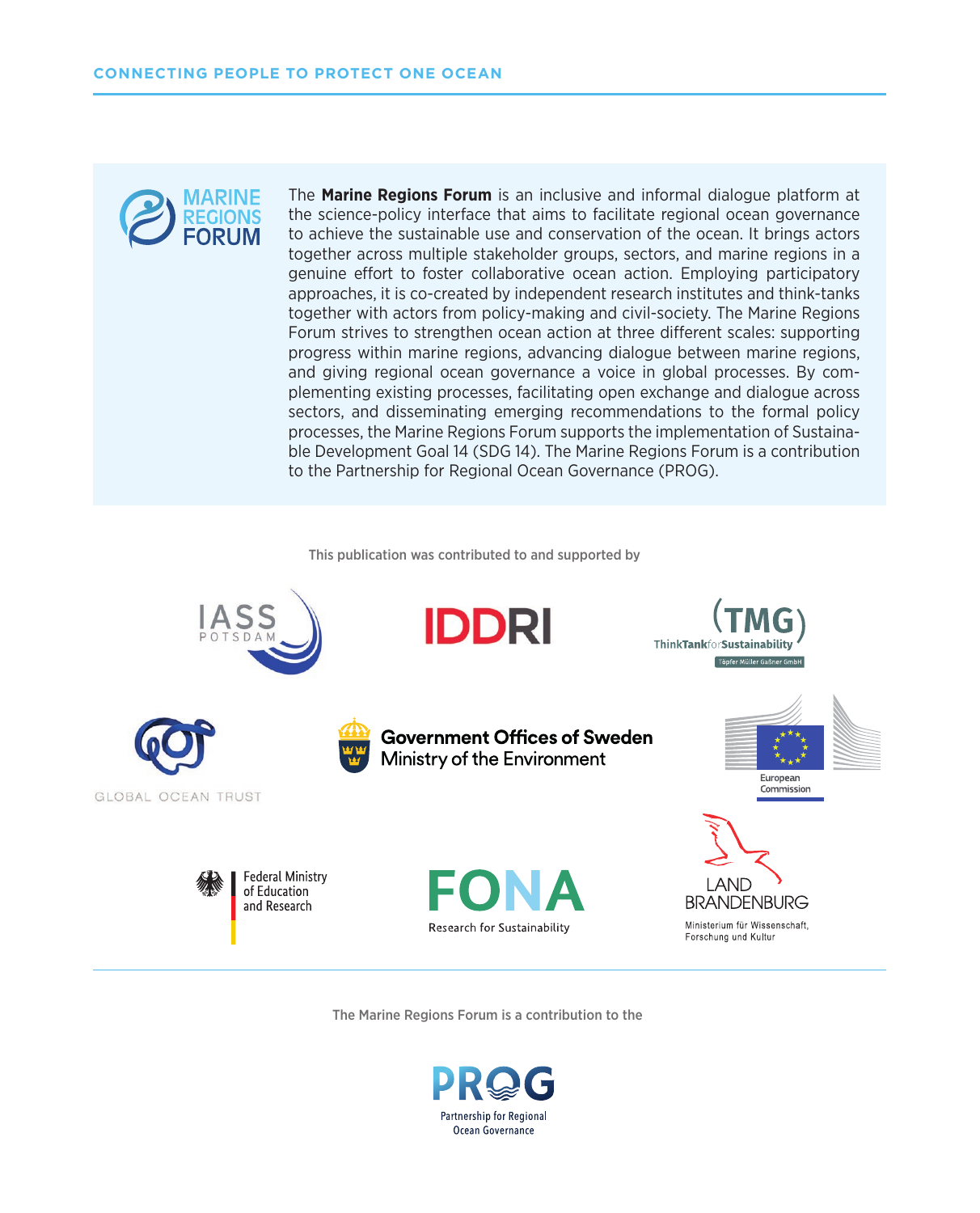The **Marine Regions Forum** is an inclusive and informal dialogue platform at the science-policy interface that aims to facilitate regional ocean governance to achieve the sustainable use and conservation of the ocean. It brings actors together across multiple stakeholder groups, sectors, and marine regions in a genuine effort to foster collaborative ocean action. Employing participatory approaches, it is co-created by independent research institutes and think-tanks together with actors from policy-making and civil-society. The Marine Regions Forum strives to strengthen ocean action at three different scales: supporting progress within marine regions, advancing dialogue between marine regions, and giving regional ocean governance a voice in global processes. By complementing existing processes, facilitating open exchange and dialogue across sectors, and disseminating emerging recommendations to the formal policy processes, the Marine Regions Forum supports the implementation of Sustainable Development Goal 14 (SDG 14). The Marine Regions Forum is a contribution to the Partnership for Regional Ocean Governance (PROG).

This publication was contributed to and supported by

IASS Potsdam

IDDRI

TMG ThinkTank for Sustainability – Töpfer Müller Gaßner GmbH

Global Ocean Trust

Government Offices of Sweden – Ministry of the Environment

European Commission

Federal Ministry of Education and Research

FONA – Research for Sustainability

Land Brandenburg – Ministerium für Wissenschaft, Forschung und Kultur

The Marine Regions Forum is a contribution to the

PROG – Partnership for Regional Ocean Governance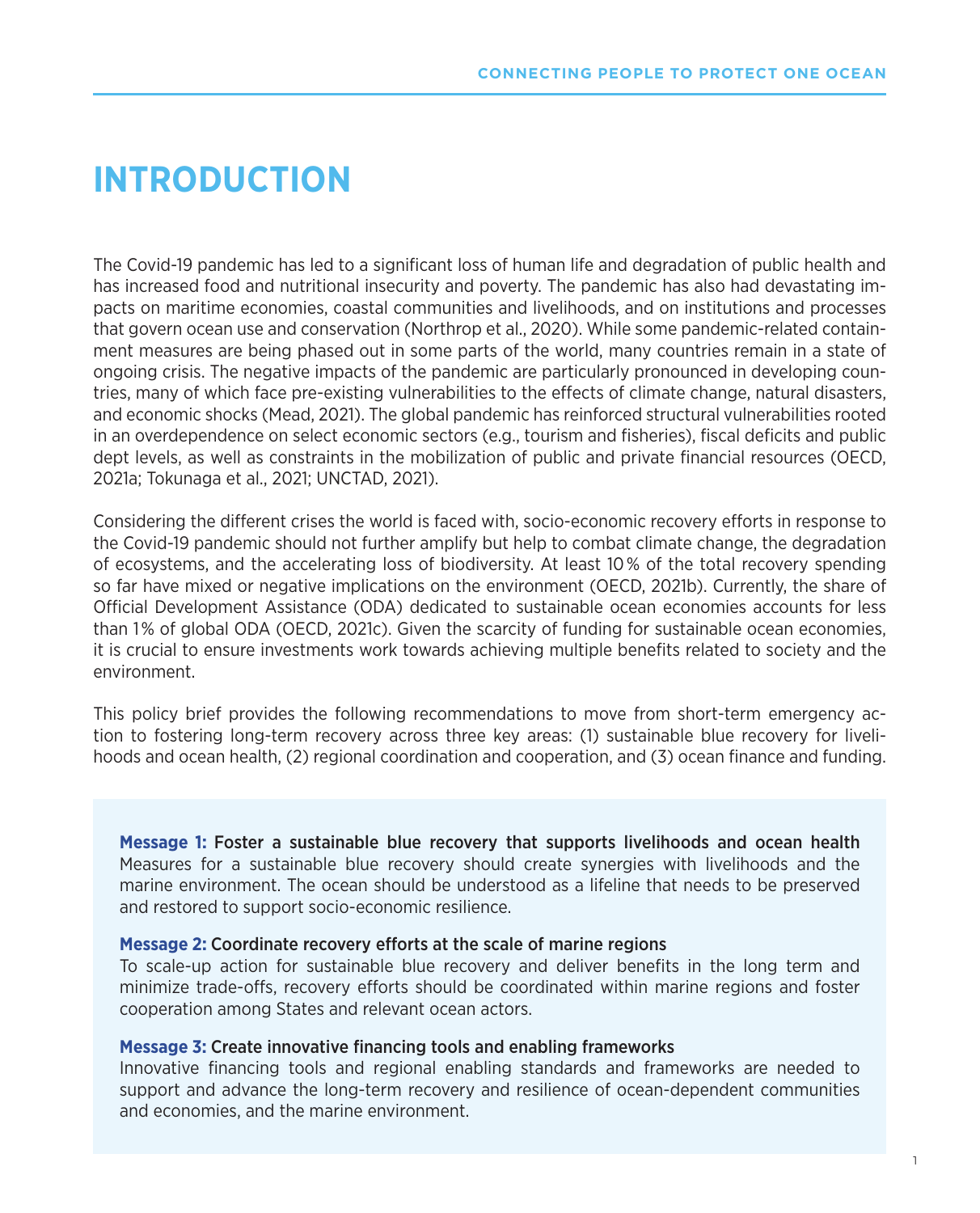# INTRODUCTION

The Covid-19 pandemic has led to a significant loss of human life and degradation of public health and has increased food and nutritional insecurity and poverty. The pandemic has also had devastating impacts on maritime economies, coastal communities and livelihoods, and on institutions and processes that govern ocean use and conservation (Northrop et al., 2020). While some pandemic-related containment measures are being phased out in some parts of the world, many countries remain in a state of ongoing crisis. The negative impacts of the pandemic are particularly pronounced in developing countries, many of which face pre-existing vulnerabilities to the effects of climate change, natural disasters, and economic shocks (Mead, 2021). The global pandemic has reinforced structural vulnerabilities rooted in an overdependence on select economic sectors (e.g., tourism and fisheries), fiscal deficits and public dept levels, as well as constraints in the mobilization of public and private financial resources (OECD, 2021a; Tokunaga et al., 2021; UNCTAD, 2021).

Considering the different crises the world is faced with, socio-economic recovery efforts in response to the Covid-19 pandemic should not further amplify but help to combat climate change, the degradation of ecosystems, and the accelerating loss of biodiversity. At least 10 % of the total recovery spending so far have mixed or negative implications on the environment (OECD, 2021b). Currently, the share of Official Development Assistance (ODA) dedicated to sustainable ocean economies accounts for less than 1% of global ODA (OECD, 2021c). Given the scarcity of funding for sustainable ocean economies, it is crucial to ensure investments work towards achieving multiple benefits related to society and the environment.

This policy brief provides the following recommendations to move from short-term emergency action to fostering long-term recovery across three key areas: (1) sustainable blue recovery for livelihoods and ocean health, (2) regional coordination and cooperation, and (3) ocean finance and funding.

**Message 1:** Foster a sustainable blue recovery that supports livelihoods and ocean health
Measures for a sustainable blue recovery should create synergies with livelihoods and the marine environment. The ocean should be understood as a lifeline that needs to be preserved and restored to support socio-economic resilience.

**Message 2:** Coordinate recovery efforts at the scale of marine regions
To scale-up action for sustainable blue recovery and deliver benefits in the long term and minimize trade-offs, recovery efforts should be coordinated within marine regions and foster cooperation among States and relevant ocean actors.

**Message 3:** Create innovative financing tools and enabling frameworks
Innovative financing tools and regional enabling standards and frameworks are needed to support and advance the long-term recovery and resilience of ocean-dependent communities and economies, and the marine environment.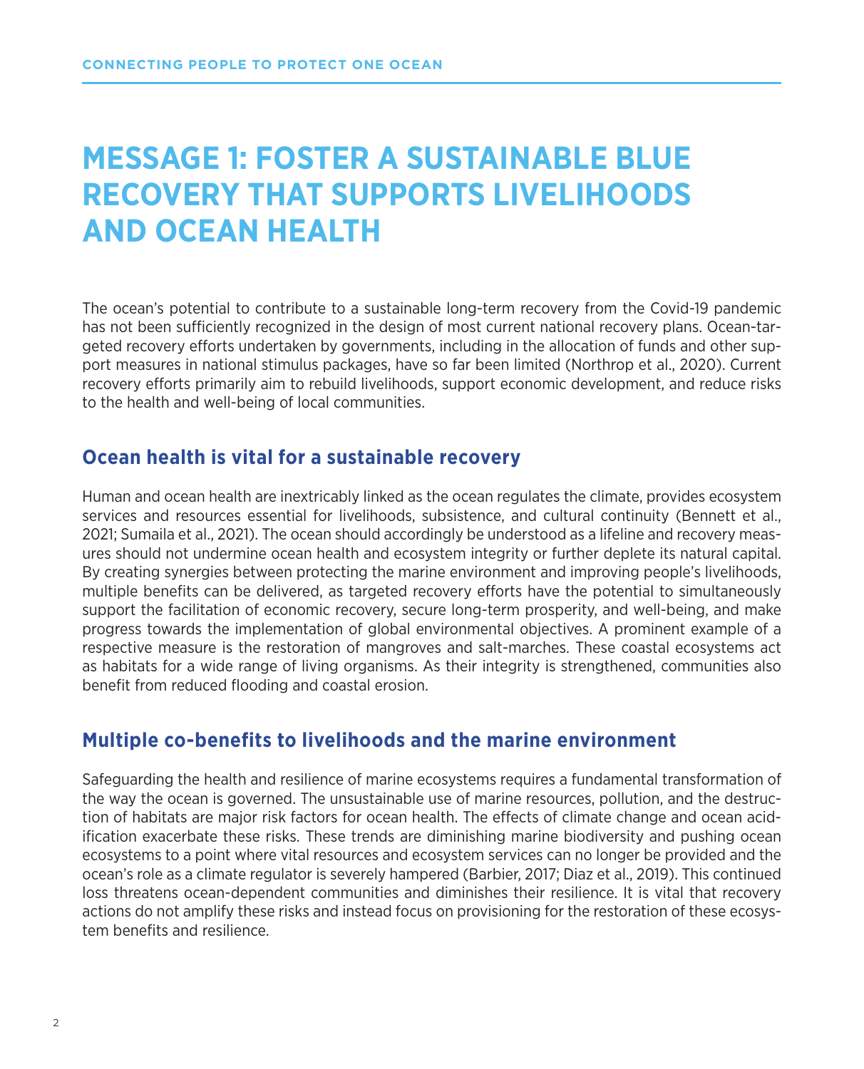# MESSAGE 1: FOSTER A SUSTAINABLE BLUE RECOVERY THAT SUPPORTS LIVELIHOODS AND OCEAN HEALTH

The ocean's potential to contribute to a sustainable long-term recovery from the Covid-19 pandemic has not been sufficiently recognized in the design of most current national recovery plans. Ocean-targeted recovery efforts undertaken by governments, including in the allocation of funds and other support measures in national stimulus packages, have so far been limited (Northrop et al., 2020). Current recovery efforts primarily aim to rebuild livelihoods, support economic development, and reduce risks to the health and well-being of local communities.

## Ocean health is vital for a sustainable recovery

Human and ocean health are inextricably linked as the ocean regulates the climate, provides ecosystem services and resources essential for livelihoods, subsistence, and cultural continuity (Bennett et al., 2021; Sumaila et al., 2021). The ocean should accordingly be understood as a lifeline and recovery measures should not undermine ocean health and ecosystem integrity or further deplete its natural capital. By creating synergies between protecting the marine environment and improving people's livelihoods, multiple benefits can be delivered, as targeted recovery efforts have the potential to simultaneously support the facilitation of economic recovery, secure long-term prosperity, and well-being, and make progress towards the implementation of global environmental objectives. A prominent example of a respective measure is the restoration of mangroves and salt-marches. These coastal ecosystems act as habitats for a wide range of living organisms. As their integrity is strengthened, communities also benefit from reduced flooding and coastal erosion.

## Multiple co-benefits to livelihoods and the marine environment

Safeguarding the health and resilience of marine ecosystems requires a fundamental transformation of the way the ocean is governed. The unsustainable use of marine resources, pollution, and the destruction of habitats are major risk factors for ocean health. The effects of climate change and ocean acidification exacerbate these risks. These trends are diminishing marine biodiversity and pushing ocean ecosystems to a point where vital resources and ecosystem services can no longer be provided and the ocean's role as a climate regulator is severely hampered (Barbier, 2017; Diaz et al., 2019). This continued loss threatens ocean-dependent communities and diminishes their resilience. It is vital that recovery actions do not amplify these risks and instead focus on provisioning for the restoration of these ecosystem benefits and resilience.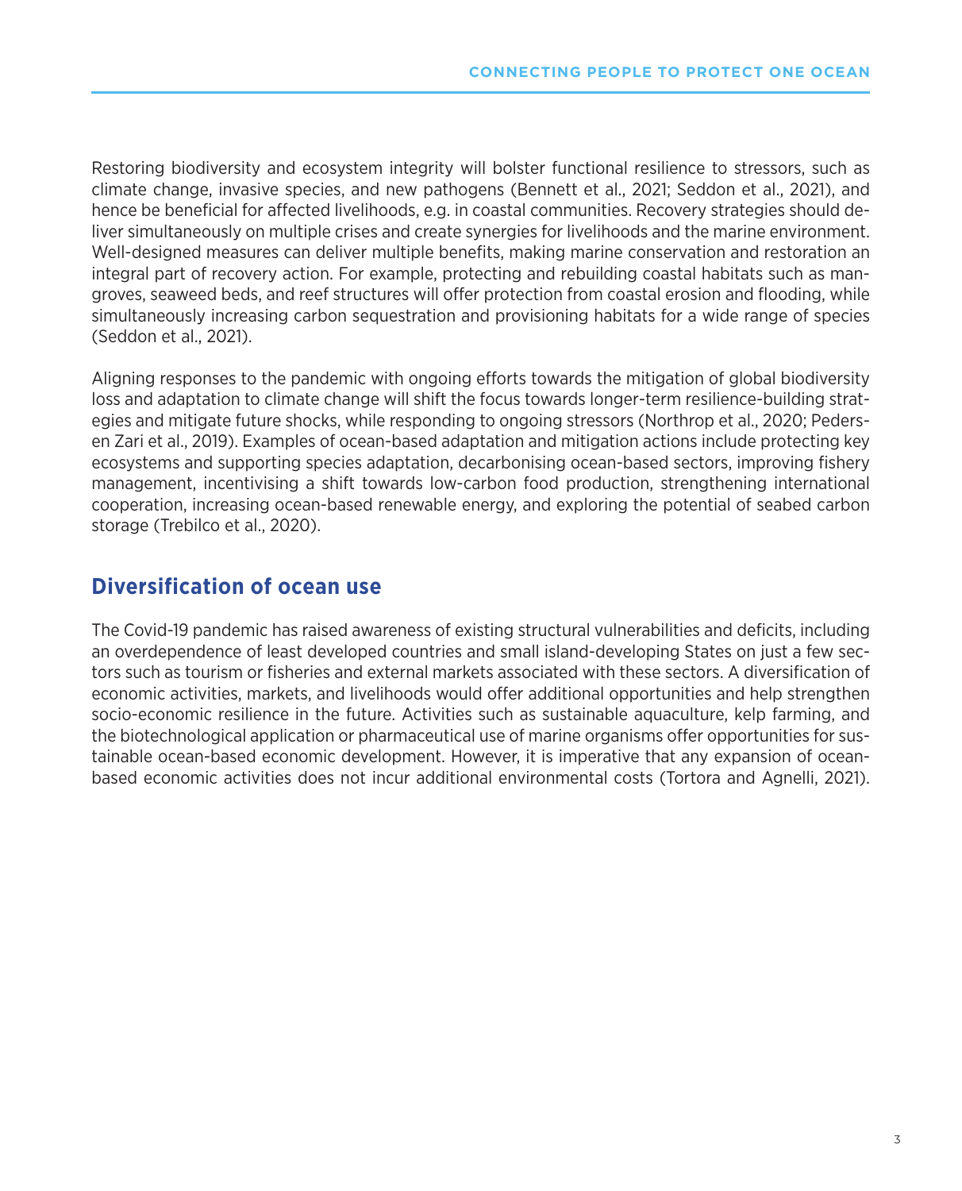Restoring biodiversity and ecosystem integrity will bolster functional resilience to stressors, such as climate change, invasive species, and new pathogens (Bennett et al., 2021; Seddon et al., 2021), and hence be beneficial for affected livelihoods, e.g. in coastal communities. Recovery strategies should deliver simultaneously on multiple crises and create synergies for livelihoods and the marine environment. Well-designed measures can deliver multiple benefits, making marine conservation and restoration an integral part of recovery action. For example, protecting and rebuilding coastal habitats such as mangroves, seaweed beds, and reef structures will offer protection from coastal erosion and flooding, while simultaneously increasing carbon sequestration and provisioning habitats for a wide range of species (Seddon et al., 2021).

Aligning responses to the pandemic with ongoing efforts towards the mitigation of global biodiversity loss and adaptation to climate change will shift the focus towards longer-term resilience-building strategies and mitigate future shocks, while responding to ongoing stressors (Northrop et al., 2020; Pedersen Zari et al., 2019). Examples of ocean-based adaptation and mitigation actions include protecting key ecosystems and supporting species adaptation, decarbonising ocean-based sectors, improving fishery management, incentivising a shift towards low-carbon food production, strengthening international cooperation, increasing ocean-based renewable energy, and exploring the potential of seabed carbon storage (Trebilco et al., 2020).

## Diversification of ocean use

The Covid-19 pandemic has raised awareness of existing structural vulnerabilities and deficits, including an overdependence of least developed countries and small island-developing States on just a few sectors such as tourism or fisheries and external markets associated with these sectors. A diversification of economic activities, markets, and livelihoods would offer additional opportunities and help strengthen socio-economic resilience in the future. Activities such as sustainable aquaculture, kelp farming, and the biotechnological application or pharmaceutical use of marine organisms offer opportunities for sustainable ocean-based economic development. However, it is imperative that any expansion of ocean-based economic activities does not incur additional environmental costs (Tortora and Agnelli, 2021).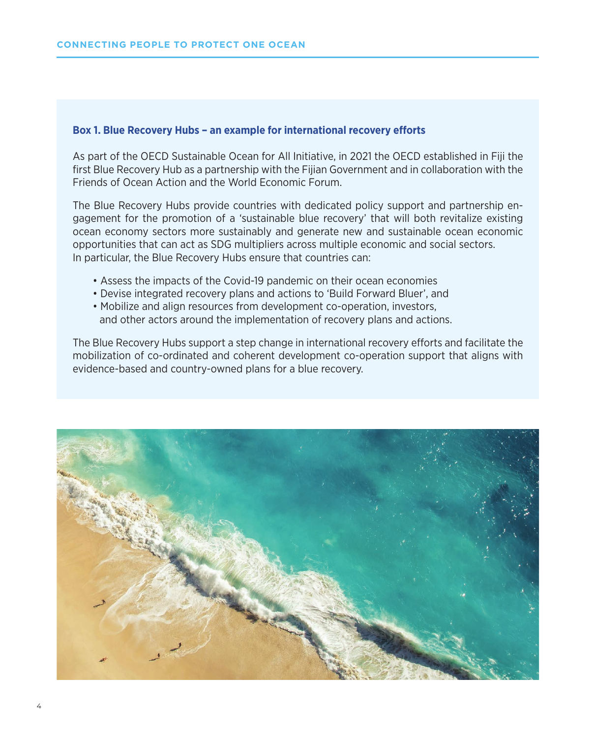**Box 1. Blue Recovery Hubs – an example for international recovery efforts**

As part of the OECD Sustainable Ocean for All Initiative, in 2021 the OECD established in Fiji the first Blue Recovery Hub as a partnership with the Fijian Government and in collaboration with the Friends of Ocean Action and the World Economic Forum.

The Blue Recovery Hubs provide countries with dedicated policy support and partnership engagement for the promotion of a 'sustainable blue recovery' that will both revitalize existing ocean economy sectors more sustainably and generate new and sustainable ocean economic opportunities that can act as SDG multipliers across multiple economic and social sectors. In particular, the Blue Recovery Hubs ensure that countries can:

- Assess the impacts of the Covid-19 pandemic on their ocean economies
- Devise integrated recovery plans and actions to 'Build Forward Bluer', and
- Mobilize and align resources from development co-operation, investors, and other actors around the implementation of recovery plans and actions.

The Blue Recovery Hubs support a step change in international recovery efforts and facilitate the mobilization of co-ordinated and coherent development co-operation support that aligns with evidence-based and country-owned plans for a blue recovery.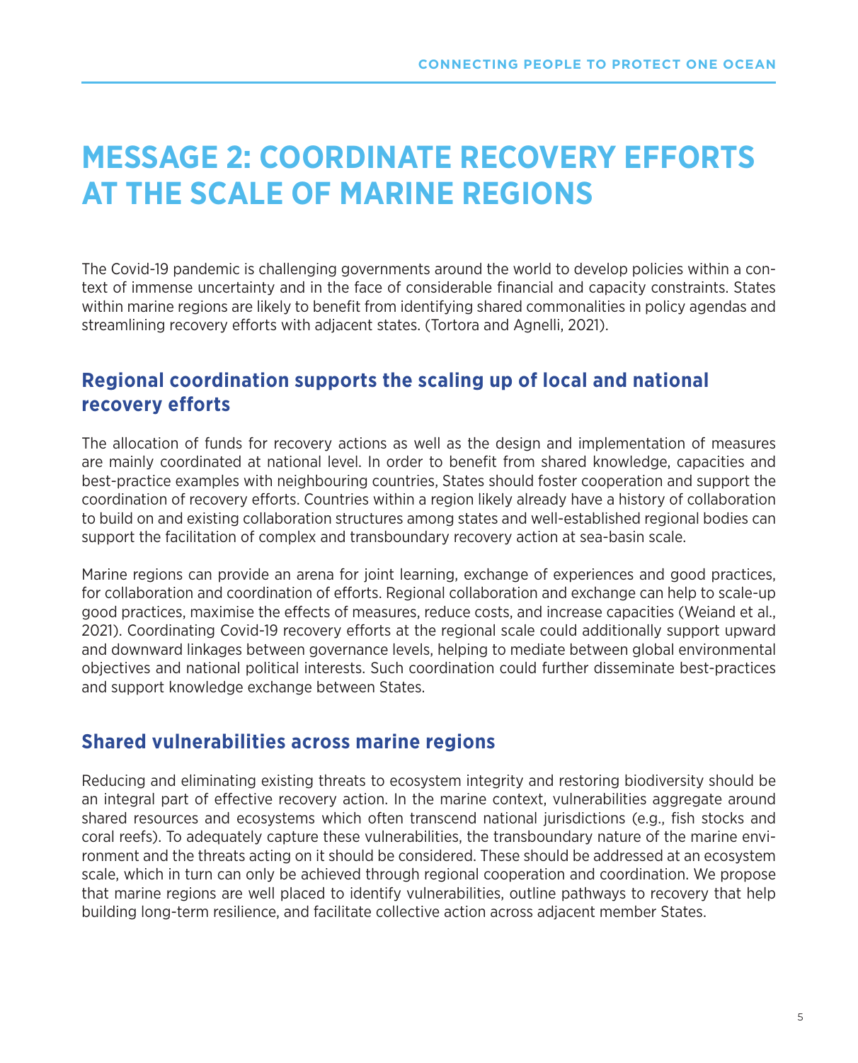# MESSAGE 2: COORDINATE RECOVERY EFFORTS AT THE SCALE OF MARINE REGIONS

The Covid-19 pandemic is challenging governments around the world to develop policies within a context of immense uncertainty and in the face of considerable financial and capacity constraints. States within marine regions are likely to benefit from identifying shared commonalities in policy agendas and streamlining recovery efforts with adjacent states. (Tortora and Agnelli, 2021).

## Regional coordination supports the scaling up of local and national recovery efforts

The allocation of funds for recovery actions as well as the design and implementation of measures are mainly coordinated at national level. In order to benefit from shared knowledge, capacities and best-practice examples with neighbouring countries, States should foster cooperation and support the coordination of recovery efforts. Countries within a region likely already have a history of collaboration to build on and existing collaboration structures among states and well-established regional bodies can support the facilitation of complex and transboundary recovery action at sea-basin scale.

Marine regions can provide an arena for joint learning, exchange of experiences and good practices, for collaboration and coordination of efforts. Regional collaboration and exchange can help to scale-up good practices, maximise the effects of measures, reduce costs, and increase capacities (Weiand et al., 2021). Coordinating Covid-19 recovery efforts at the regional scale could additionally support upward and downward linkages between governance levels, helping to mediate between global environmental objectives and national political interests. Such coordination could further disseminate best-practices and support knowledge exchange between States.

## Shared vulnerabilities across marine regions

Reducing and eliminating existing threats to ecosystem integrity and restoring biodiversity should be an integral part of effective recovery action. In the marine context, vulnerabilities aggregate around shared resources and ecosystems which often transcend national jurisdictions (e.g., fish stocks and coral reefs). To adequately capture these vulnerabilities, the transboundary nature of the marine environment and the threats acting on it should be considered. These should be addressed at an ecosystem scale, which in turn can only be achieved through regional cooperation and coordination. We propose that marine regions are well placed to identify vulnerabilities, outline pathways to recovery that help building long-term resilience, and facilitate collective action across adjacent member States.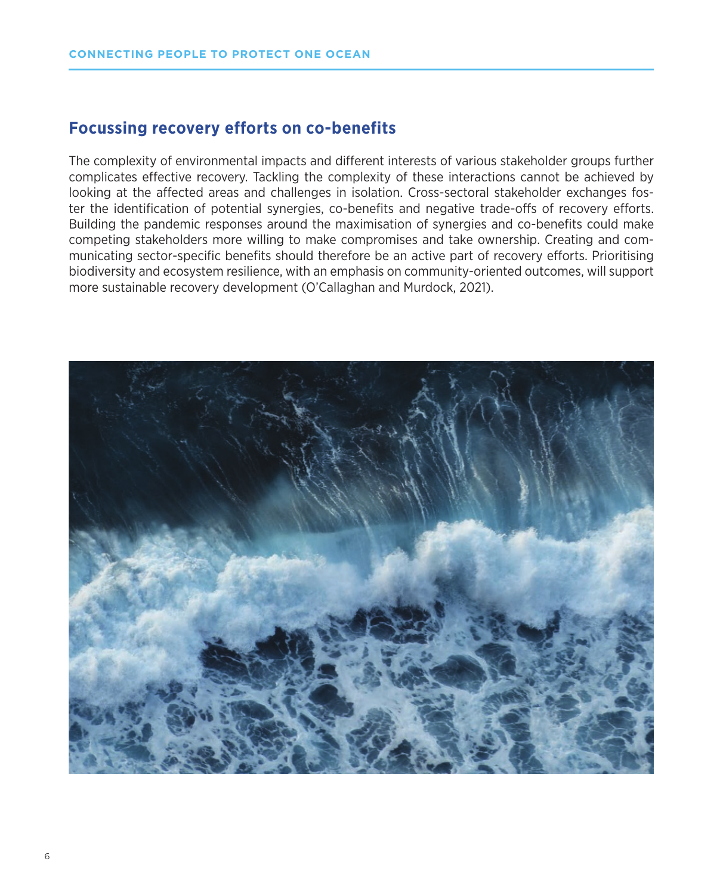## Focussing recovery efforts on co-benefits

The complexity of environmental impacts and different interests of various stakeholder groups further complicates effective recovery. Tackling the complexity of these interactions cannot be achieved by looking at the affected areas and challenges in isolation. Cross-sectoral stakeholder exchanges foster the identification of potential synergies, co-benefits and negative trade-offs of recovery efforts. Building the pandemic responses around the maximisation of synergies and co-benefits could make competing stakeholders more willing to make compromises and take ownership. Creating and communicating sector-specific benefits should therefore be an active part of recovery efforts. Prioritising biodiversity and ecosystem resilience, with an emphasis on community-oriented outcomes, will support more sustainable recovery development (O'Callaghan and Murdock, 2021).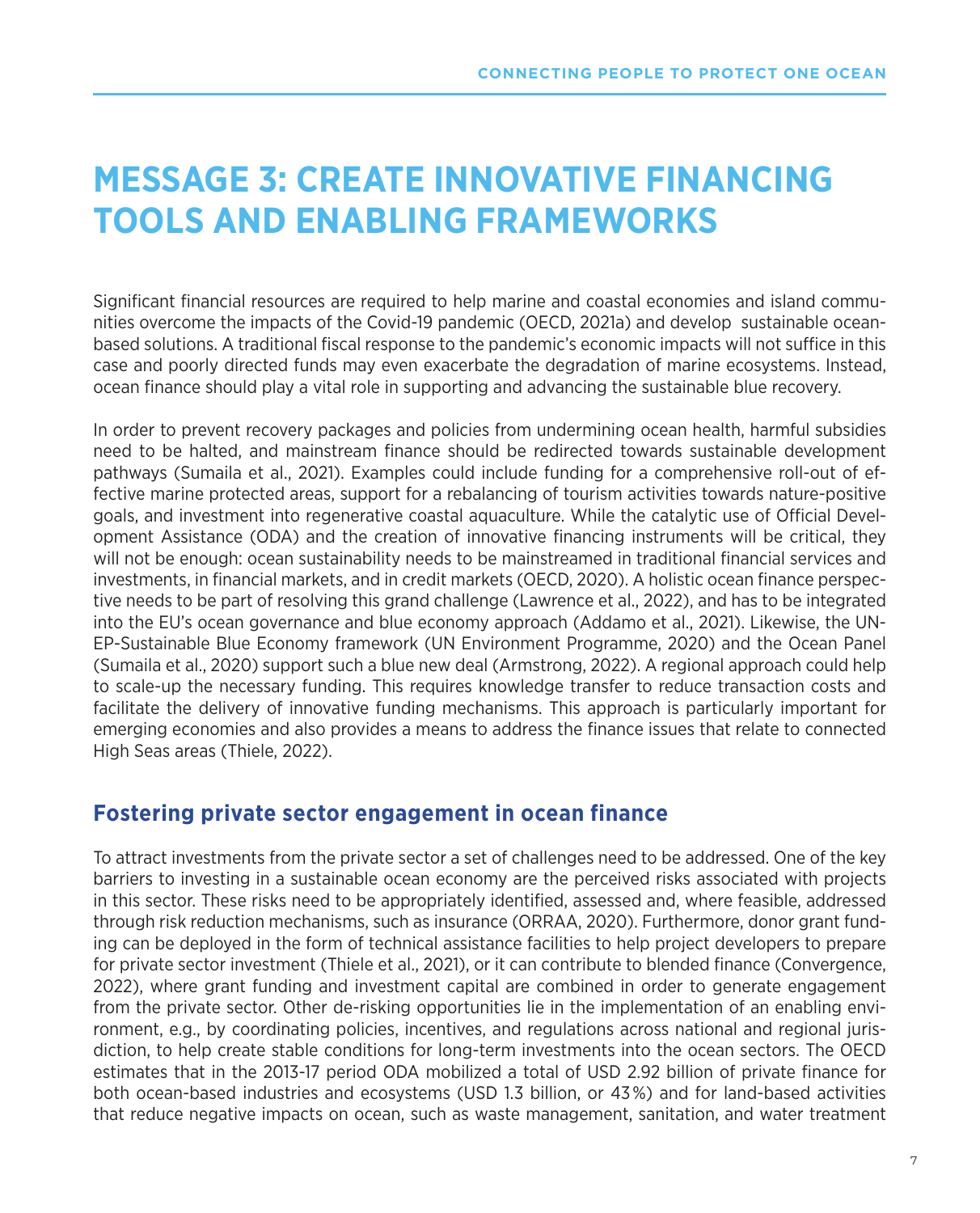// MESSAGE 3: CREATE INNOVATIVE FINANCING TOOLS AND ENABLING FRAMEWORKS

# MESSAGE 3: CREATE INNOVATIVE FINANCING TOOLS AND ENABLING FRAMEWORKS

Significant financial resources are required to help marine and coastal economies and island communities overcome the impacts of the Covid-19 pandemic (OECD, 2021a) and develop sustainable ocean-based solutions. A traditional fiscal response to the pandemic's economic impacts will not suffice in this case and poorly directed funds may even exacerbate the degradation of marine ecosystems. Instead, ocean finance should play a vital role in supporting and advancing the sustainable blue recovery.

In order to prevent recovery packages and policies from undermining ocean health, harmful subsidies need to be halted, and mainstream finance should be redirected towards sustainable development pathways (Sumaila et al., 2021). Examples could include funding for a comprehensive roll-out of effective marine protected areas, support for a rebalancing of tourism activities towards nature-positive goals, and investment into regenerative coastal aquaculture. While the catalytic use of Official Development Assistance (ODA) and the creation of innovative financing instruments will be critical, they will not be enough: ocean sustainability needs to be mainstreamed in traditional financial services and investments, in financial markets, and in credit markets (OECD, 2020). A holistic ocean finance perspective needs to be part of resolving this grand challenge (Lawrence et al., 2022), and has to be integrated into the EU's ocean governance and blue economy approach (Addamo et al., 2021). Likewise, the UNEP-Sustainable Blue Economy framework (UN Environment Programme, 2020) and the Ocean Panel (Sumaila et al., 2020) support such a blue new deal (Armstrong, 2022). A regional approach could help to scale-up the necessary funding. This requires knowledge transfer to reduce transaction costs and facilitate the delivery of innovative funding mechanisms. This approach is particularly important for emerging economies and also provides a means to address the finance issues that relate to connected High Seas areas (Thiele, 2022).

## Fostering private sector engagement in ocean finance

To attract investments from the private sector a set of challenges need to be addressed. One of the key barriers to investing in a sustainable ocean economy are the perceived risks associated with projects in this sector. These risks need to be appropriately identified, assessed and, where feasible, addressed through risk reduction mechanisms, such as insurance (ORRAA, 2020). Furthermore, donor grant funding can be deployed in the form of technical assistance facilities to help project developers to prepare for private sector investment (Thiele et al., 2021), or it can contribute to blended finance (Convergence, 2022), where grant funding and investment capital are combined in order to generate engagement from the private sector. Other de-risking opportunities lie in the implementation of an enabling environment, e.g., by coordinating policies, incentives, and regulations across national and regional jurisdiction, to help create stable conditions for long-term investments into the ocean sectors. The OECD estimates that in the 2013-17 period ODA mobilized a total of USD 2.92 billion of private finance for both ocean-based industries and ecosystems (USD 1.3 billion, or 43%) and for land-based activities that reduce negative impacts on ocean, such as waste management, sanitation, and water treatment

# MESSAGE 3: CREATE INNOVATIVE FINANCING TOOLS AND ENABLING FRAMEWORKS

Significant financial resources are required to help marine and coastal economies and island communities overcome the impacts of the Covid-19 pandemic (OECD, 2021a) and develop sustainable ocean-based solutions. A traditional fiscal response to the pandemic's economic impacts will not suffice in this case and poorly directed funds may even exacerbate the degradation of marine ecosystems. Instead, ocean finance should play a vital role in supporting and advancing the sustainable blue recovery.

In order to prevent recovery packages and policies from undermining ocean health, harmful subsidies need to be halted, and mainstream finance should be redirected towards sustainable development pathways (Sumaila et al., 2021). Examples could include funding for a comprehensive roll-out of effective marine protected areas, support for a rebalancing of tourism activities towards nature-positive goals, and investment into regenerative coastal aquaculture. While the catalytic use of Official Development Assistance (ODA) and the creation of innovative financing instruments will be critical, they will not be enough: ocean sustainability needs to be mainstreamed in traditional financial services and investments, in financial markets, and in credit markets (OECD, 2020). A holistic ocean finance perspective needs to be part of resolving this grand challenge (Lawrence et al., 2022), and has to be integrated into the EU's ocean governance and blue economy approach (Addamo et al., 2021). Likewise, the UNEP-Sustainable Blue Economy framework (UN Environment Programme, 2020) and the Ocean Panel (Sumaila et al., 2020) support such a blue new deal (Armstrong, 2022). A regional approach could help to scale-up the necessary funding. This requires knowledge transfer to reduce transaction costs and facilitate the delivery of innovative funding mechanisms. This approach is particularly important for emerging economies and also provides a means to address the finance issues that relate to connected High Seas areas (Thiele, 2022).

## Fostering private sector engagement in ocean finance

To attract investments from the private sector a set of challenges need to be addressed. One of the key barriers to investing in a sustainable ocean economy are the perceived risks associated with projects in this sector. These risks need to be appropriately identified, assessed and, where feasible, addressed through risk reduction mechanisms, such as insurance (ORRAA, 2020). Furthermore, donor grant funding can be deployed in the form of technical assistance facilities to help project developers to prepare for private sector investment (Thiele et al., 2021), or it can contribute to blended finance (Convergence, 2022), where grant funding and investment capital are combined in order to generate engagement from the private sector. Other de-risking opportunities lie in the implementation of an enabling environment, e.g., by coordinating policies, incentives, and regulations across national and regional jurisdiction, to help create stable conditions for long-term investments into the ocean sectors. The OECD estimates that in the 2013-17 period ODA mobilized a total of USD 2.92 billion of private finance for both ocean-based industries and ecosystems (USD 1.3 billion, or 43%) and for land-based activities that reduce negative impacts on ocean, such as waste management, sanitation, and water treatment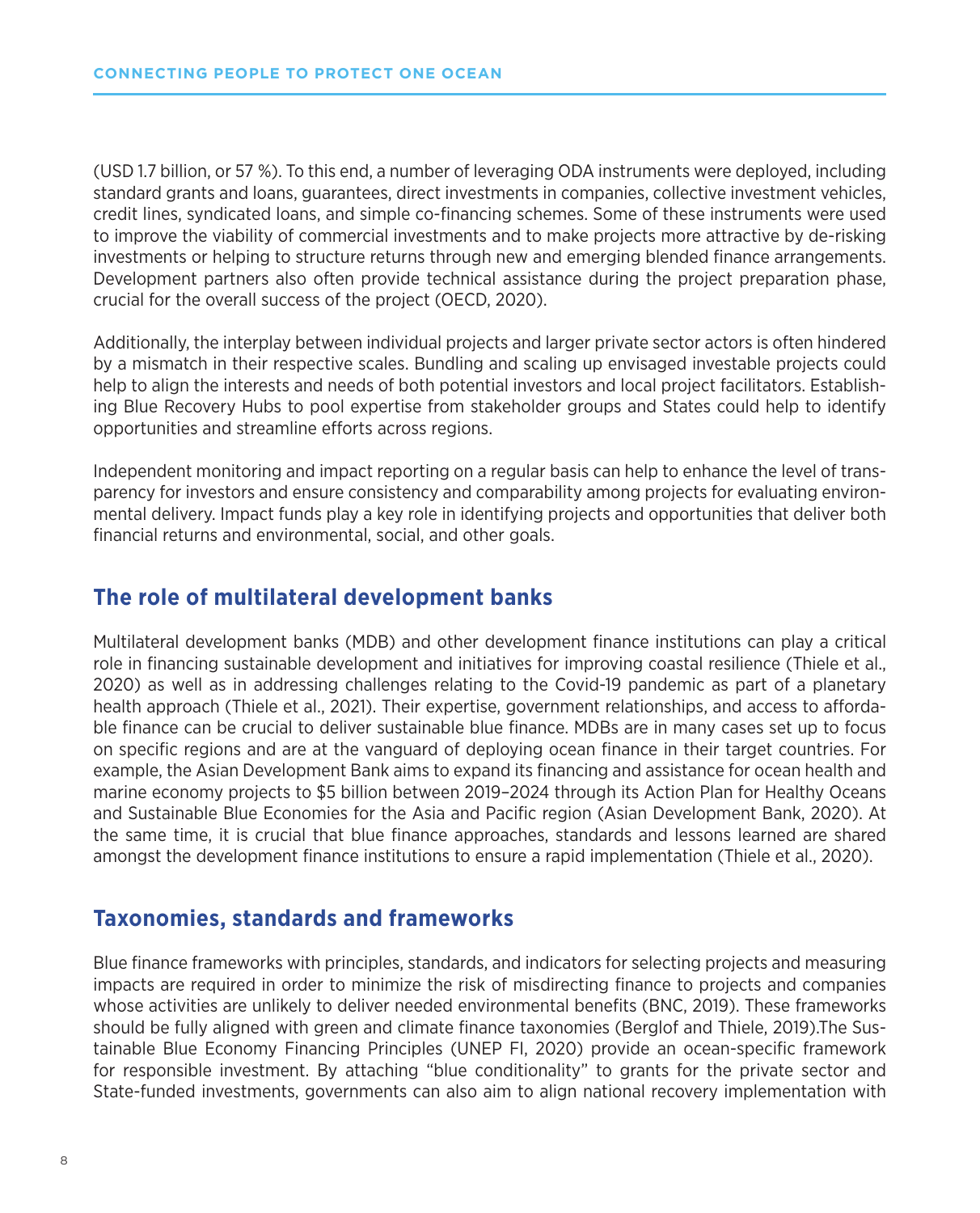(USD 1.7 billion, or 57 %). To this end, a number of leveraging ODA instruments were deployed, including standard grants and loans, guarantees, direct investments in companies, collective investment vehicles, credit lines, syndicated loans, and simple co-financing schemes. Some of these instruments were used to improve the viability of commercial investments and to make projects more attractive by de-risking investments or helping to structure returns through new and emerging blended finance arrangements. Development partners also often provide technical assistance during the project preparation phase, crucial for the overall success of the project (OECD, 2020).

Additionally, the interplay between individual projects and larger private sector actors is often hindered by a mismatch in their respective scales. Bundling and scaling up envisaged investable projects could help to align the interests and needs of both potential investors and local project facilitators. Establishing Blue Recovery Hubs to pool expertise from stakeholder groups and States could help to identify opportunities and streamline efforts across regions.

Independent monitoring and impact reporting on a regular basis can help to enhance the level of transparency for investors and ensure consistency and comparability among projects for evaluating environmental delivery. Impact funds play a key role in identifying projects and opportunities that deliver both financial returns and environmental, social, and other goals.

## The role of multilateral development banks

Multilateral development banks (MDB) and other development finance institutions can play a critical role in financing sustainable development and initiatives for improving coastal resilience (Thiele et al., 2020) as well as in addressing challenges relating to the Covid-19 pandemic as part of a planetary health approach (Thiele et al., 2021). Their expertise, government relationships, and access to affordable finance can be crucial to deliver sustainable blue finance. MDBs are in many cases set up to focus on specific regions and are at the vanguard of deploying ocean finance in their target countries. For example, the Asian Development Bank aims to expand its financing and assistance for ocean health and marine economy projects to $5 billion between 2019–2024 through its Action Plan for Healthy Oceans and Sustainable Blue Economies for the Asia and Pacific region (Asian Development Bank, 2020). At the same time, it is crucial that blue finance approaches, standards and lessons learned are shared amongst the development finance institutions to ensure a rapid implementation (Thiele et al., 2020).

## Taxonomies, standards and frameworks

Blue finance frameworks with principles, standards, and indicators for selecting projects and measuring impacts are required in order to minimize the risk of misdirecting finance to projects and companies whose activities are unlikely to deliver needed environmental benefits (BNC, 2019). These frameworks should be fully aligned with green and climate finance taxonomies (Berglof and Thiele, 2019).The Sustainable Blue Economy Financing Principles (UNEP FI, 2020) provide an ocean-specific framework for responsible investment. By attaching “blue conditionality” to grants for the private sector and State-funded investments, governments can also aim to align national recovery implementation with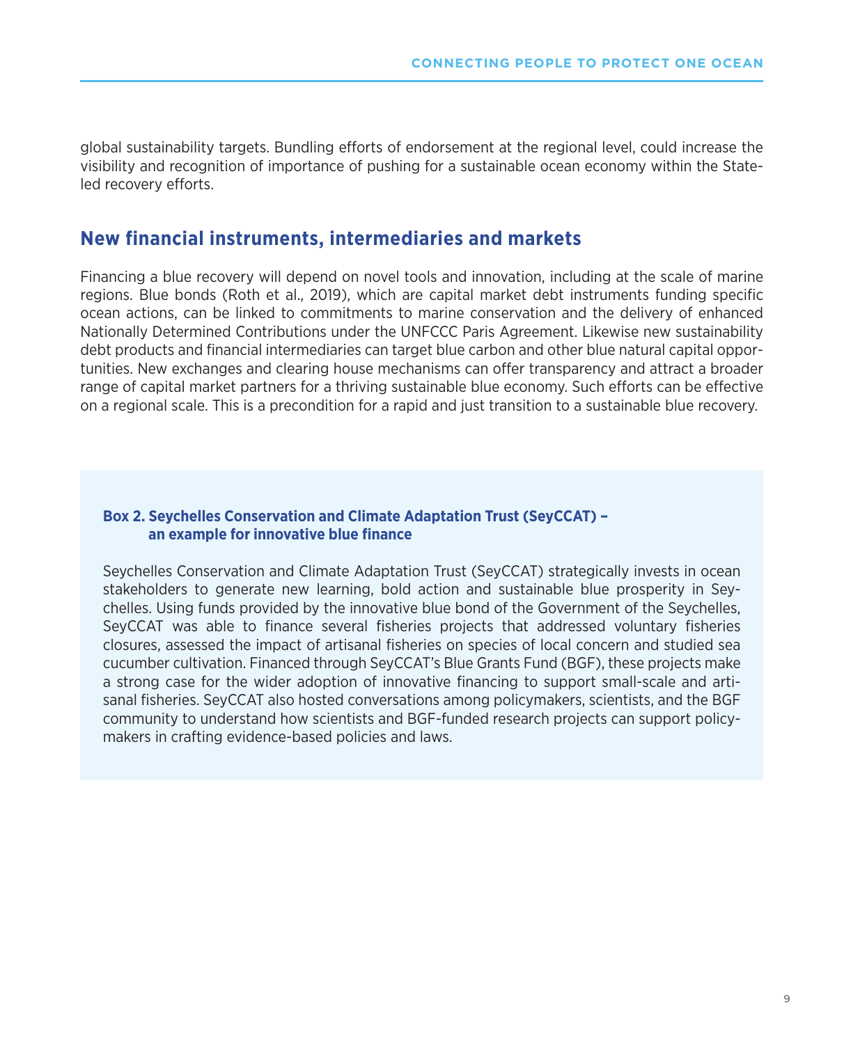global sustainability targets. Bundling efforts of endorsement at the regional level, could increase the visibility and recognition of importance of pushing for a sustainable ocean economy within the State-led recovery efforts.

## New financial instruments, intermediaries and markets

Financing a blue recovery will depend on novel tools and innovation, including at the scale of marine regions. Blue bonds (Roth et al., 2019), which are capital market debt instruments funding specific ocean actions, can be linked to commitments to marine conservation and the delivery of enhanced Nationally Determined Contributions under the UNFCCC Paris Agreement. Likewise new sustainability debt products and financial intermediaries can target blue carbon and other blue natural capital opportunities. New exchanges and clearing house mechanisms can offer transparency and attract a broader range of capital market partners for a thriving sustainable blue economy. Such efforts can be effective on a regional scale. This is a precondition for a rapid and just transition to a sustainable blue recovery.

**Box 2. Seychelles Conservation and Climate Adaptation Trust (SeyCCAT) – an example for innovative blue finance**

Seychelles Conservation and Climate Adaptation Trust (SeyCCAT) strategically invests in ocean stakeholders to generate new learning, bold action and sustainable blue prosperity in Seychelles. Using funds provided by the innovative blue bond of the Government of the Seychelles, SeyCCAT was able to finance several fisheries projects that addressed voluntary fisheries closures, assessed the impact of artisanal fisheries on species of local concern and studied sea cucumber cultivation. Financed through SeyCCAT's Blue Grants Fund (BGF), these projects make a strong case for the wider adoption of innovative financing to support small-scale and artisanal fisheries. SeyCCAT also hosted conversations among policymakers, scientists, and the BGF community to understand how scientists and BGF-funded research projects can support policymakers in crafting evidence-based policies and laws.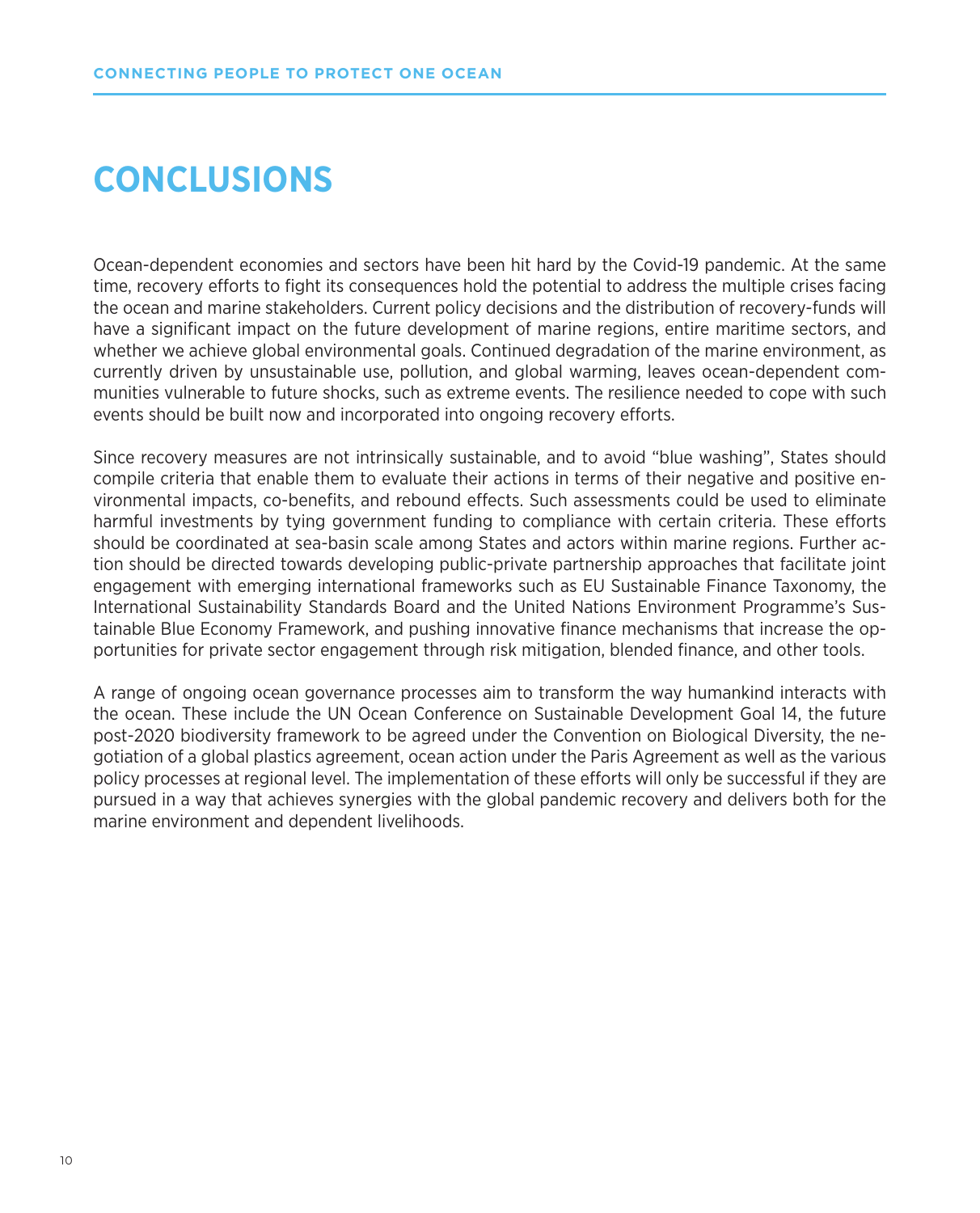# CONCLUSIONS

Ocean-dependent economies and sectors have been hit hard by the Covid-19 pandemic. At the same time, recovery efforts to fight its consequences hold the potential to address the multiple crises facing the ocean and marine stakeholders. Current policy decisions and the distribution of recovery-funds will have a significant impact on the future development of marine regions, entire maritime sectors, and whether we achieve global environmental goals. Continued degradation of the marine environment, as currently driven by unsustainable use, pollution, and global warming, leaves ocean-dependent communities vulnerable to future shocks, such as extreme events. The resilience needed to cope with such events should be built now and incorporated into ongoing recovery efforts.

Since recovery measures are not intrinsically sustainable, and to avoid "blue washing", States should compile criteria that enable them to evaluate their actions in terms of their negative and positive environmental impacts, co-benefits, and rebound effects. Such assessments could be used to eliminate harmful investments by tying government funding to compliance with certain criteria. These efforts should be coordinated at sea-basin scale among States and actors within marine regions. Further action should be directed towards developing public-private partnership approaches that facilitate joint engagement with emerging international frameworks such as EU Sustainable Finance Taxonomy, the International Sustainability Standards Board and the United Nations Environment Programme's Sustainable Blue Economy Framework, and pushing innovative finance mechanisms that increase the opportunities for private sector engagement through risk mitigation, blended finance, and other tools.

A range of ongoing ocean governance processes aim to transform the way humankind interacts with the ocean. These include the UN Ocean Conference on Sustainable Development Goal 14, the future post-2020 biodiversity framework to be agreed under the Convention on Biological Diversity, the negotiation of a global plastics agreement, ocean action under the Paris Agreement as well as the various policy processes at regional level. The implementation of these efforts will only be successful if they are pursued in a way that achieves synergies with the global pandemic recovery and delivers both for the marine environment and dependent livelihoods.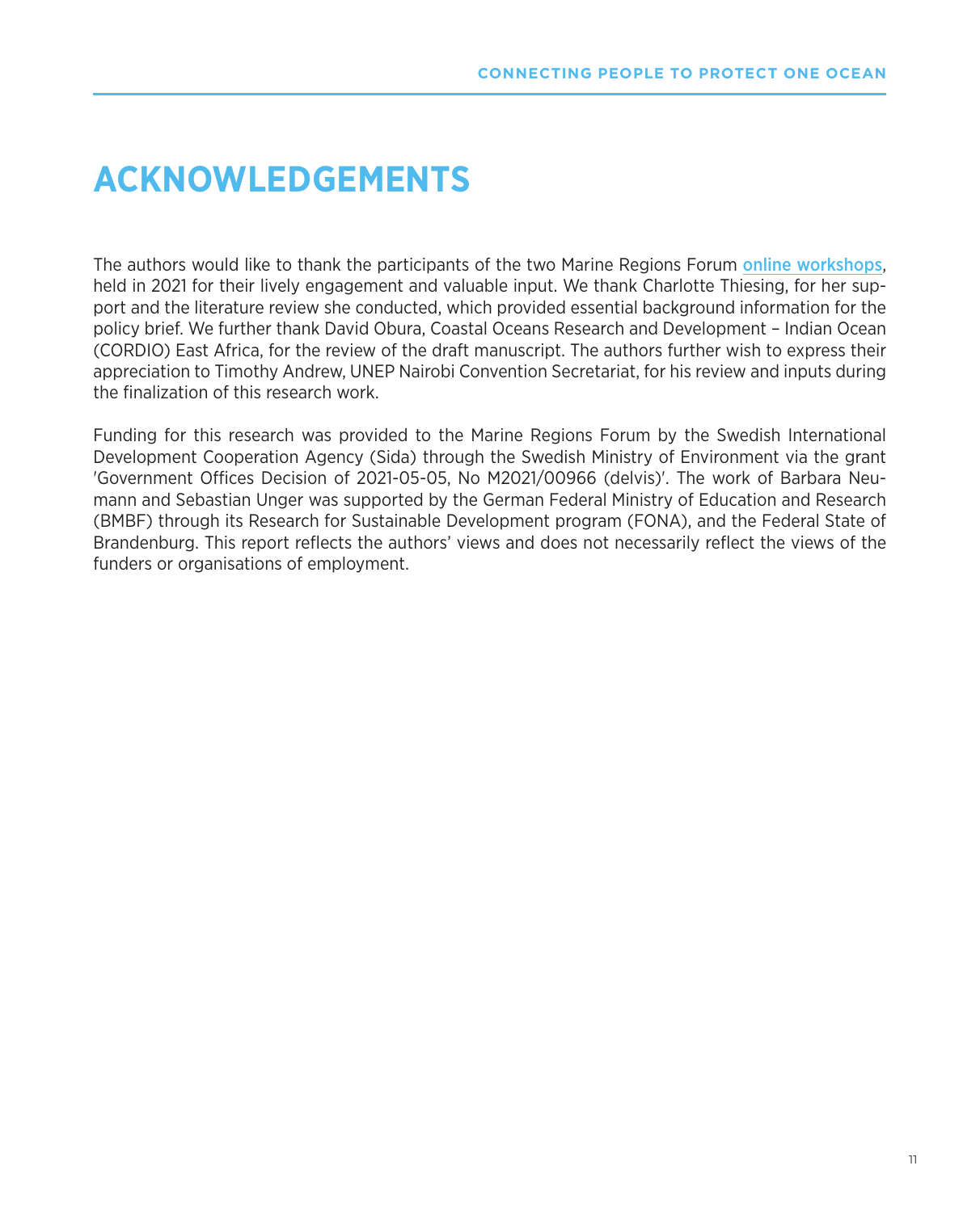# ACKNOWLEDGEMENTS

The authors would like to thank the participants of the two Marine Regions Forum online workshops, held in 2021 for their lively engagement and valuable input. We thank Charlotte Thiesing, for her support and the literature review she conducted, which provided essential background information for the policy brief. We further thank David Obura, Coastal Oceans Research and Development – Indian Ocean (CORDIO) East Africa, for the review of the draft manuscript. The authors further wish to express their appreciation to Timothy Andrew, UNEP Nairobi Convention Secretariat, for his review and inputs during the finalization of this research work.

Funding for this research was provided to the Marine Regions Forum by the Swedish International Development Cooperation Agency (Sida) through the Swedish Ministry of Environment via the grant 'Government Offices Decision of 2021-05-05, No M2021/00966 (delvis)'. The work of Barbara Neumann and Sebastian Unger was supported by the German Federal Ministry of Education and Research (BMBF) through its Research for Sustainable Development program (FONA), and the Federal State of Brandenburg. This report reflects the authors' views and does not necessarily reflect the views of the funders or organisations of employment.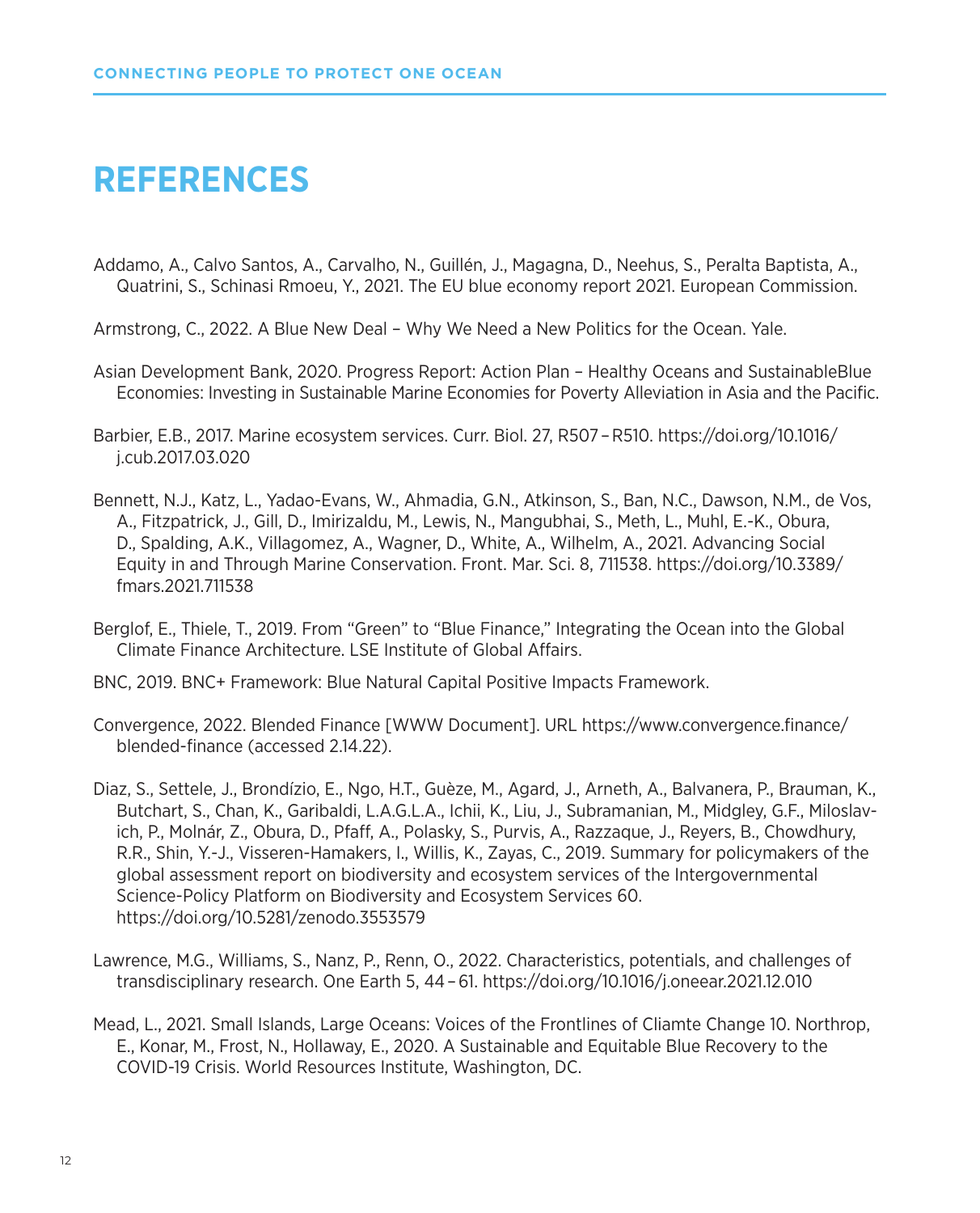# REFERENCES

Addamo, A., Calvo Santos, A., Carvalho, N., Guillén, J., Magagna, D., Neehus, S., Peralta Baptista, A., Quatrini, S., Schinasi Rmoeu, Y., 2021. The EU blue economy report 2021. European Commission.

Armstrong, C., 2022. A Blue New Deal – Why We Need a New Politics for the Ocean. Yale.

Asian Development Bank, 2020. Progress Report: Action Plan – Healthy Oceans and SustainableBlue Economies: Investing in Sustainable Marine Economies for Poverty Alleviation in Asia and the Pacific.

Barbier, E.B., 2017. Marine ecosystem services. Curr. Biol. 27, R507 – R510. https://doi.org/10.1016/j.cub.2017.03.020

Bennett, N.J., Katz, L., Yadao-Evans, W., Ahmadia, G.N., Atkinson, S., Ban, N.C., Dawson, N.M., de Vos, A., Fitzpatrick, J., Gill, D., Imirizaldu, M., Lewis, N., Mangubhai, S., Meth, L., Muhl, E.-K., Obura, D., Spalding, A.K., Villagomez, A., Wagner, D., White, A., Wilhelm, A., 2021. Advancing Social Equity in and Through Marine Conservation. Front. Mar. Sci. 8, 711538. https://doi.org/10.3389/fmars.2021.711538

Berglof, E., Thiele, T., 2019. From "Green" to "Blue Finance," Integrating the Ocean into the Global Climate Finance Architecture. LSE Institute of Global Affairs.

BNC, 2019. BNC+ Framework: Blue Natural Capital Positive Impacts Framework.

Convergence, 2022. Blended Finance [WWW Document]. URL https://www.convergence.finance/blended-finance (accessed 2.14.22).

Diaz, S., Settele, J., Brondízio, E., Ngo, H.T., Guèze, M., Agard, J., Arneth, A., Balvanera, P., Brauman, K., Butchart, S., Chan, K., Garibaldi, L.A.G.L.A., Ichii, K., Liu, J., Subramanian, M., Midgley, G.F., Miloslavich, P., Molnár, Z., Obura, D., Pfaff, A., Polasky, S., Purvis, A., Razzaque, J., Reyers, B., Chowdhury, R.R., Shin, Y.-J., Visseren-Hamakers, I., Willis, K., Zayas, C., 2019. Summary for policymakers of the global assessment report on biodiversity and ecosystem services of the Intergovernmental Science-Policy Platform on Biodiversity and Ecosystem Services 60. https://doi.org/10.5281/zenodo.3553579

Lawrence, M.G., Williams, S., Nanz, P., Renn, O., 2022. Characteristics, potentials, and challenges of transdisciplinary research. One Earth 5, 44 – 61. https://doi.org/10.1016/j.oneear.2021.12.010

Mead, L., 2021. Small Islands, Large Oceans: Voices of the Frontlines of Cliamte Change 10. Northrop, E., Konar, M., Frost, N., Hollaway, E., 2020. A Sustainable and Equitable Blue Recovery to the COVID-19 Crisis. World Resources Institute, Washington, DC.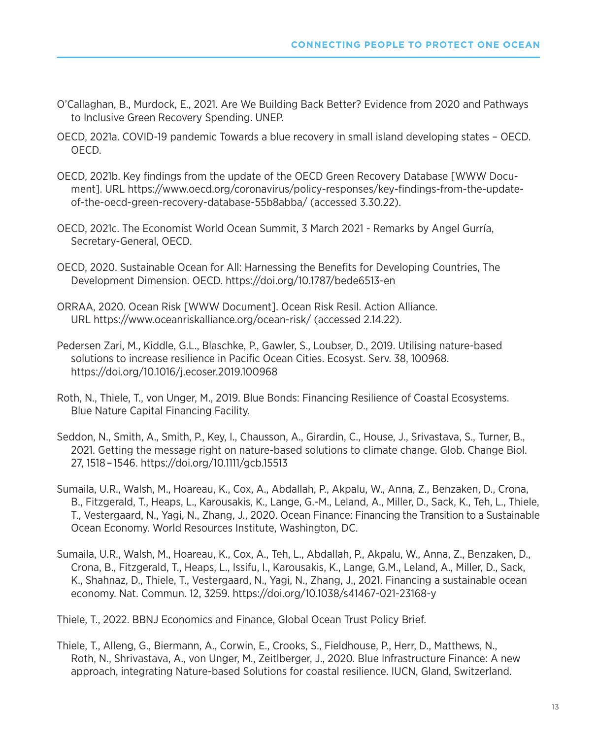O'Callaghan, B., Murdock, E., 2021. Are We Building Back Better? Evidence from 2020 and Pathways to Inclusive Green Recovery Spending. UNEP.

OECD, 2021a. COVID-19 pandemic Towards a blue recovery in small island developing states – OECD. OECD.

OECD, 2021b. Key findings from the update of the OECD Green Recovery Database [WWW Document]. URL https://www.oecd.org/coronavirus/policy-responses/key-findings-from-the-update-of-the-oecd-green-recovery-database-55b8abba/ (accessed 3.30.22).

OECD, 2021c. The Economist World Ocean Summit, 3 March 2021 - Remarks by Angel Gurría, Secretary-General, OECD.

OECD, 2020. Sustainable Ocean for All: Harnessing the Benefits for Developing Countries, The Development Dimension. OECD. https://doi.org/10.1787/bede6513-en

ORRAA, 2020. Ocean Risk [WWW Document]. Ocean Risk Resil. Action Alliance. URL https://www.oceanriskalliance.org/ocean-risk/ (accessed 2.14.22).

Pedersen Zari, M., Kiddle, G.L., Blaschke, P., Gawler, S., Loubser, D., 2019. Utilising nature-based solutions to increase resilience in Pacific Ocean Cities. Ecosyst. Serv. 38, 100968. https://doi.org/10.1016/j.ecoser.2019.100968

Roth, N., Thiele, T., von Unger, M., 2019. Blue Bonds: Financing Resilience of Coastal Ecosystems. Blue Nature Capital Financing Facility.

Seddon, N., Smith, A., Smith, P., Key, I., Chausson, A., Girardin, C., House, J., Srivastava, S., Turner, B., 2021. Getting the message right on nature-based solutions to climate change. Glob. Change Biol. 27, 1518–1546. https://doi.org/10.1111/gcb.15513

Sumaila, U.R., Walsh, M., Hoareau, K., Cox, A., Abdallah, P., Akpalu, W., Anna, Z., Benzaken, D., Crona, B., Fitzgerald, T., Heaps, L., Karousakis, K., Lange, G.-M., Leland, A., Miller, D., Sack, K., Teh, L., Thiele, T., Vestergaard, N., Yagi, N., Zhang, J., 2020. Ocean Finance: Financing the Transition to a Sustainable Ocean Economy. World Resources Institute, Washington, DC.

Sumaila, U.R., Walsh, M., Hoareau, K., Cox, A., Teh, L., Abdallah, P., Akpalu, W., Anna, Z., Benzaken, D., Crona, B., Fitzgerald, T., Heaps, L., Issifu, I., Karousakis, K., Lange, G.M., Leland, A., Miller, D., Sack, K., Shahnaz, D., Thiele, T., Vestergaard, N., Yagi, N., Zhang, J., 2021. Financing a sustainable ocean economy. Nat. Commun. 12, 3259. https://doi.org/10.1038/s41467-021-23168-y

Thiele, T., 2022. BBNJ Economics and Finance, Global Ocean Trust Policy Brief.

Thiele, T., Alleng, G., Biermann, A., Corwin, E., Crooks, S., Fieldhouse, P., Herr, D., Matthews, N., Roth, N., Shrivastava, A., von Unger, M., Zeitlberger, J., 2020. Blue Infrastructure Finance: A new approach, integrating Nature-based Solutions for coastal resilience. IUCN, Gland, Switzerland.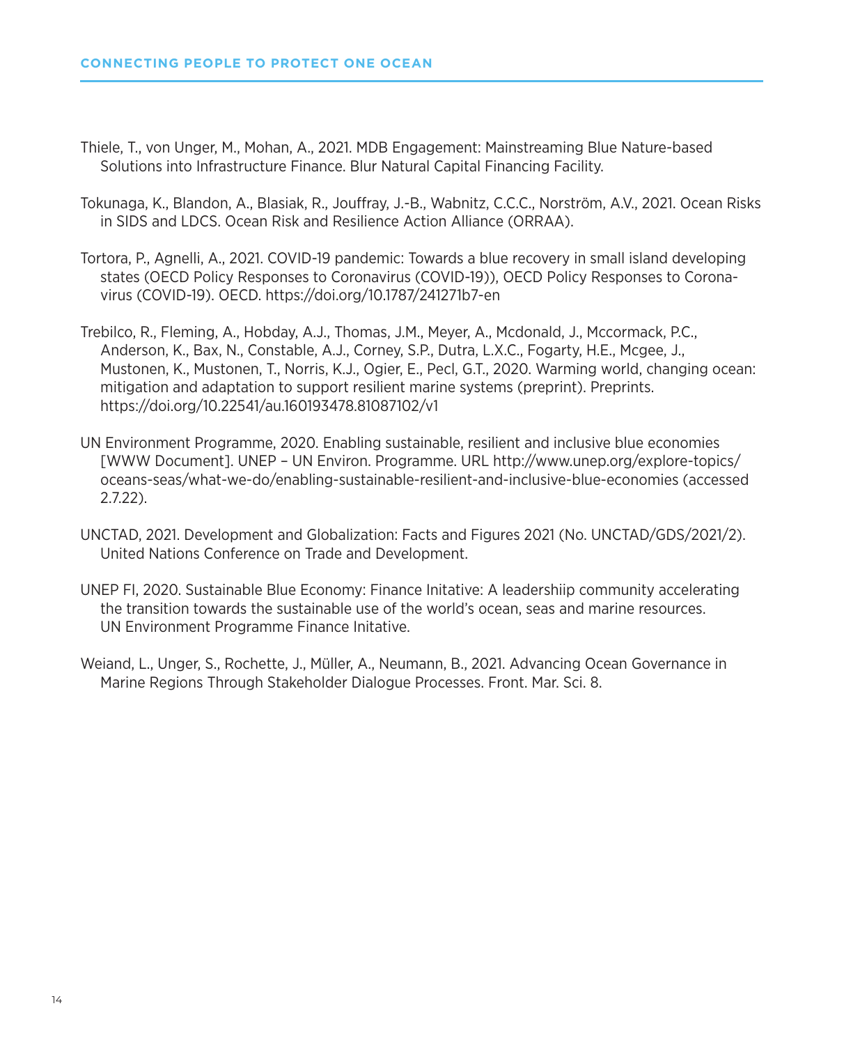Thiele, T., von Unger, M., Mohan, A., 2021. MDB Engagement: Mainstreaming Blue Nature-based Solutions into Infrastructure Finance. Blur Natural Capital Financing Facility.

Tokunaga, K., Blandon, A., Blasiak, R., Jouffray, J.-B., Wabnitz, C.C.C., Norström, A.V., 2021. Ocean Risks in SIDS and LDCS. Ocean Risk and Resilience Action Alliance (ORRAA).

Tortora, P., Agnelli, A., 2021. COVID-19 pandemic: Towards a blue recovery in small island developing states (OECD Policy Responses to Coronavirus (COVID-19)), OECD Policy Responses to Coronavirus (COVID-19). OECD. https://doi.org/10.1787/241271b7-en

Trebilco, R., Fleming, A., Hobday, A.J., Thomas, J.M., Meyer, A., Mcdonald, J., Mccormack, P.C., Anderson, K., Bax, N., Constable, A.J., Corney, S.P., Dutra, L.X.C., Fogarty, H.E., Mcgee, J., Mustonen, K., Mustonen, T., Norris, K.J., Ogier, E., Pecl, G.T., 2020. Warming world, changing ocean: mitigation and adaptation to support resilient marine systems (preprint). Preprints. https://doi.org/10.22541/au.160193478.81087102/v1

UN Environment Programme, 2020. Enabling sustainable, resilient and inclusive blue economies [WWW Document]. UNEP – UN Environ. Programme. URL http://www.unep.org/explore-topics/oceans-seas/what-we-do/enabling-sustainable-resilient-and-inclusive-blue-economies (accessed 2.7.22).

UNCTAD, 2021. Development and Globalization: Facts and Figures 2021 (No. UNCTAD/GDS/2021/2). United Nations Conference on Trade and Development.

UNEP FI, 2020. Sustainable Blue Economy: Finance Initative: A leadershiip community accelerating the transition towards the sustainable use of the world's ocean, seas and marine resources. UN Environment Programme Finance Initative.

Weiand, L., Unger, S., Rochette, J., Müller, A., Neumann, B., 2021. Advancing Ocean Governance in Marine Regions Through Stakeholder Dialogue Processes. Front. Mar. Sci. 8.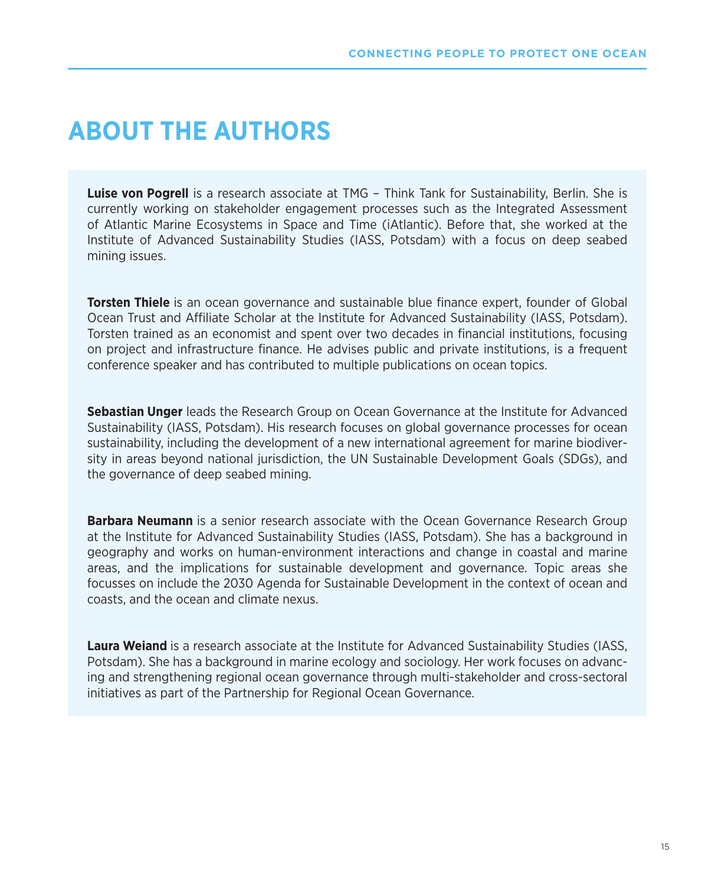# ABOUT THE AUTHORS

**Luise von Pogrell** is a research associate at TMG – Think Tank for Sustainability, Berlin. She is currently working on stakeholder engagement processes such as the Integrated Assessment of Atlantic Marine Ecosystems in Space and Time (iAtlantic). Before that, she worked at the Institute of Advanced Sustainability Studies (IASS, Potsdam) with a focus on deep seabed mining issues.

**Torsten Thiele** is an ocean governance and sustainable blue finance expert, founder of Global Ocean Trust and Affiliate Scholar at the Institute for Advanced Sustainability (IASS, Potsdam). Torsten trained as an economist and spent over two decades in financial institutions, focusing on project and infrastructure finance. He advises public and private institutions, is a frequent conference speaker and has contributed to multiple publications on ocean topics.

**Sebastian Unger** leads the Research Group on Ocean Governance at the Institute for Advanced Sustainability (IASS, Potsdam). His research focuses on global governance processes for ocean sustainability, including the development of a new international agreement for marine biodiversity in areas beyond national jurisdiction, the UN Sustainable Development Goals (SDGs), and the governance of deep seabed mining.

**Barbara Neumann** is a senior research associate with the Ocean Governance Research Group at the Institute for Advanced Sustainability Studies (IASS, Potsdam). She has a background in geography and works on human-environment interactions and change in coastal and marine areas, and the implications for sustainable development and governance. Topic areas she focusses on include the 2030 Agenda for Sustainable Development in the context of ocean and coasts, and the ocean and climate nexus.

**Laura Weiand** is a research associate at the Institute for Advanced Sustainability Studies (IASS, Potsdam). She has a background in marine ecology and sociology. Her work focuses on advancing and strengthening regional ocean governance through multi-stakeholder and cross-sectoral initiatives as part of the Partnership for Regional Ocean Governance.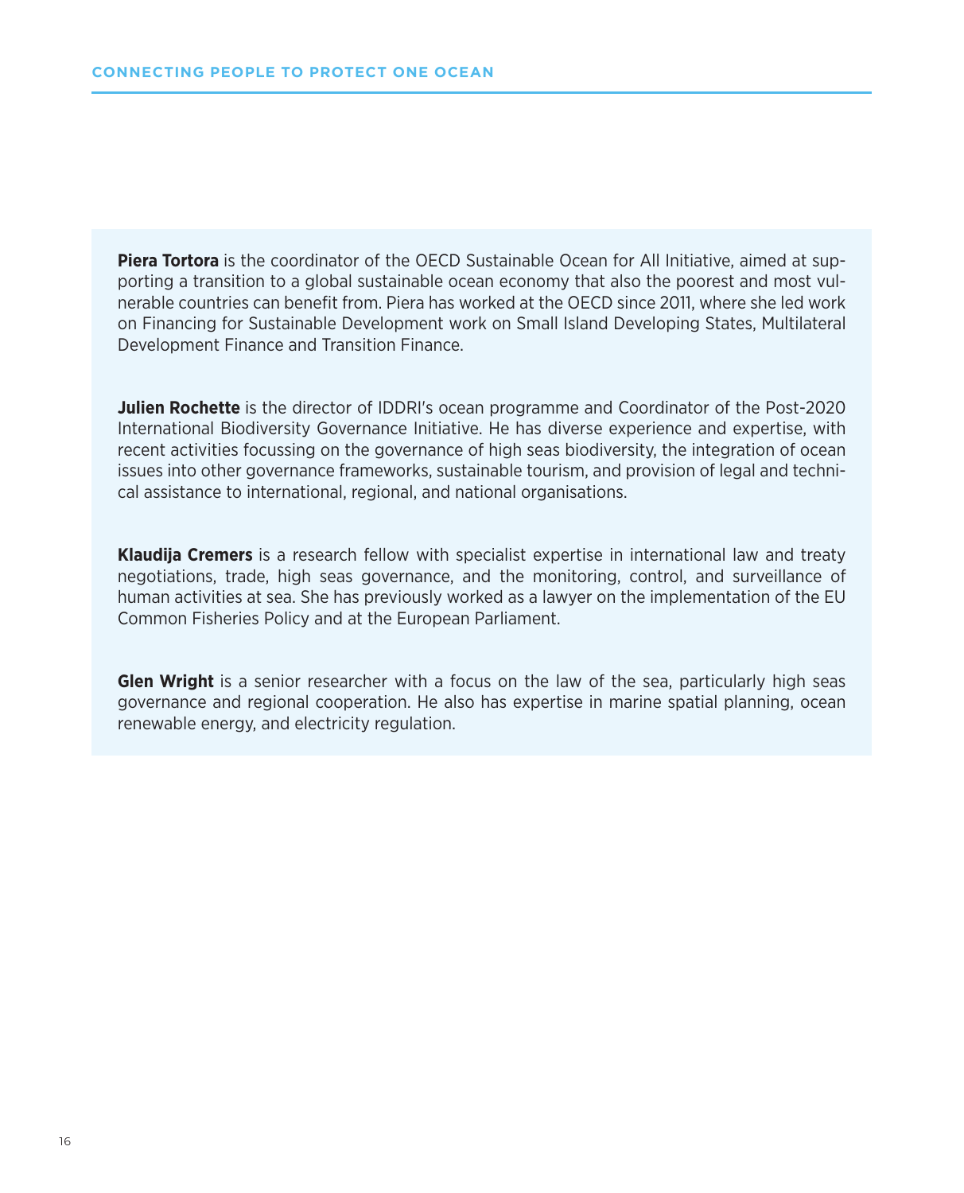**Piera Tortora** is the coordinator of the OECD Sustainable Ocean for All Initiative, aimed at supporting a transition to a global sustainable ocean economy that also the poorest and most vulnerable countries can benefit from. Piera has worked at the OECD since 2011, where she led work on Financing for Sustainable Development work on Small Island Developing States, Multilateral Development Finance and Transition Finance.

**Julien Rochette** is the director of IDDRI's ocean programme and Coordinator of the Post-2020 International Biodiversity Governance Initiative. He has diverse experience and expertise, with recent activities focussing on the governance of high seas biodiversity, the integration of ocean issues into other governance frameworks, sustainable tourism, and provision of legal and technical assistance to international, regional, and national organisations.

**Klaudija Cremers** is a research fellow with specialist expertise in international law and treaty negotiations, trade, high seas governance, and the monitoring, control, and surveillance of human activities at sea. She has previously worked as a lawyer on the implementation of the EU Common Fisheries Policy and at the European Parliament.

**Glen Wright** is a senior researcher with a focus on the law of the sea, particularly high seas governance and regional cooperation. He also has expertise in marine spatial planning, ocean renewable energy, and electricity regulation.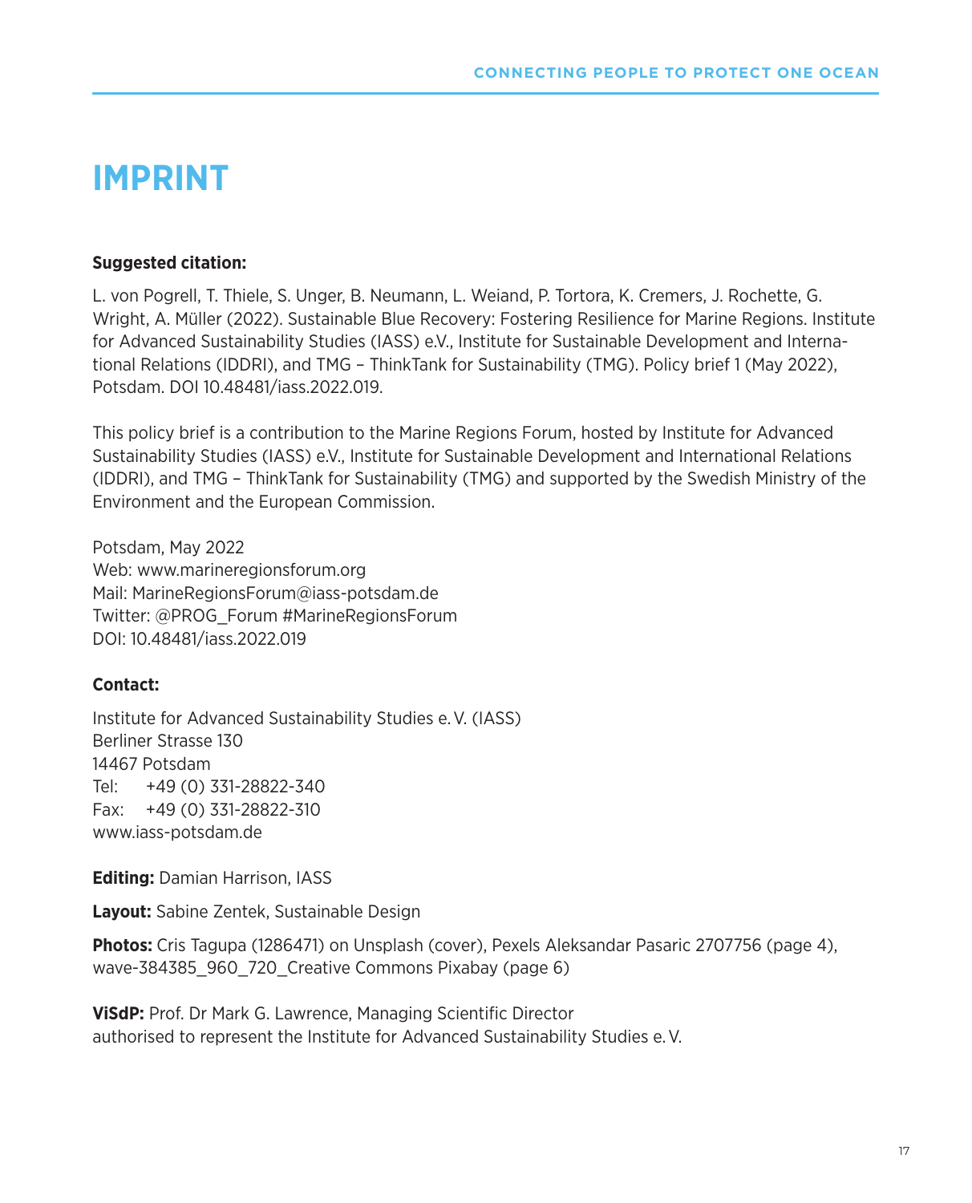# IMPRINT

**Suggested citation:**

L. von Pogrell, T. Thiele, S. Unger, B. Neumann, L. Weiand, P. Tortora, K. Cremers, J. Rochette, G. Wright, A. Müller (2022). Sustainable Blue Recovery: Fostering Resilience for Marine Regions. Institute for Advanced Sustainability Studies (IASS) e.V., Institute for Sustainable Development and International Relations (IDDRI), and TMG – ThinkTank for Sustainability (TMG). Policy brief 1 (May 2022), Potsdam. DOI 10.48481/iass.2022.019.

This policy brief is a contribution to the Marine Regions Forum, hosted by Institute for Advanced Sustainability Studies (IASS) e.V., Institute for Sustainable Development and International Relations (IDDRI), and TMG – ThinkTank for Sustainability (TMG) and supported by the Swedish Ministry of the Environment and the European Commission.

Potsdam, May 2022
Web: www.marineregionsforum.org
Mail: MarineRegionsForum@iass-potsdam.de
Twitter: @PROG_Forum #MarineRegionsForum
DOI: 10.48481/iass.2022.019

**Contact:**

Institute for Advanced Sustainability Studies e. V. (IASS)
Berliner Strasse 130
14467 Potsdam
Tel: +49 (0) 331-28822-340
Fax: +49 (0) 331-28822-310
www.iass-potsdam.de

**Editing:** Damian Harrison, IASS

**Layout:** Sabine Zentek, Sustainable Design

**Photos:** Cris Tagupa (1286471) on Unsplash (cover), Pexels Aleksandar Pasaric 2707756 (page 4), wave-384385_960_720_Creative Commons Pixabay (page 6)

**ViSdP:** Prof. Dr Mark G. Lawrence, Managing Scientific Director
authorised to represent the Institute for Advanced Sustainability Studies e. V.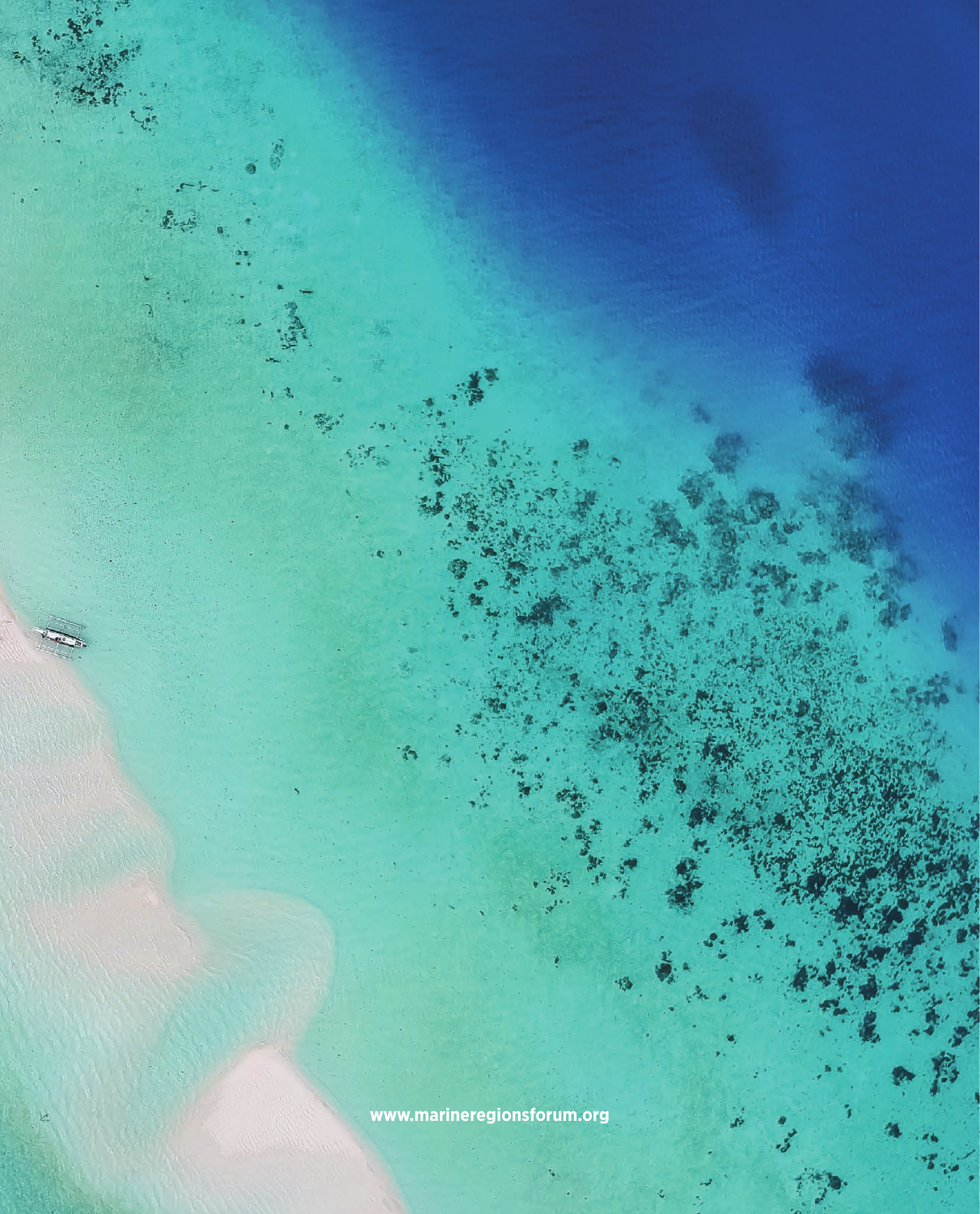www.marineregionsforum.org